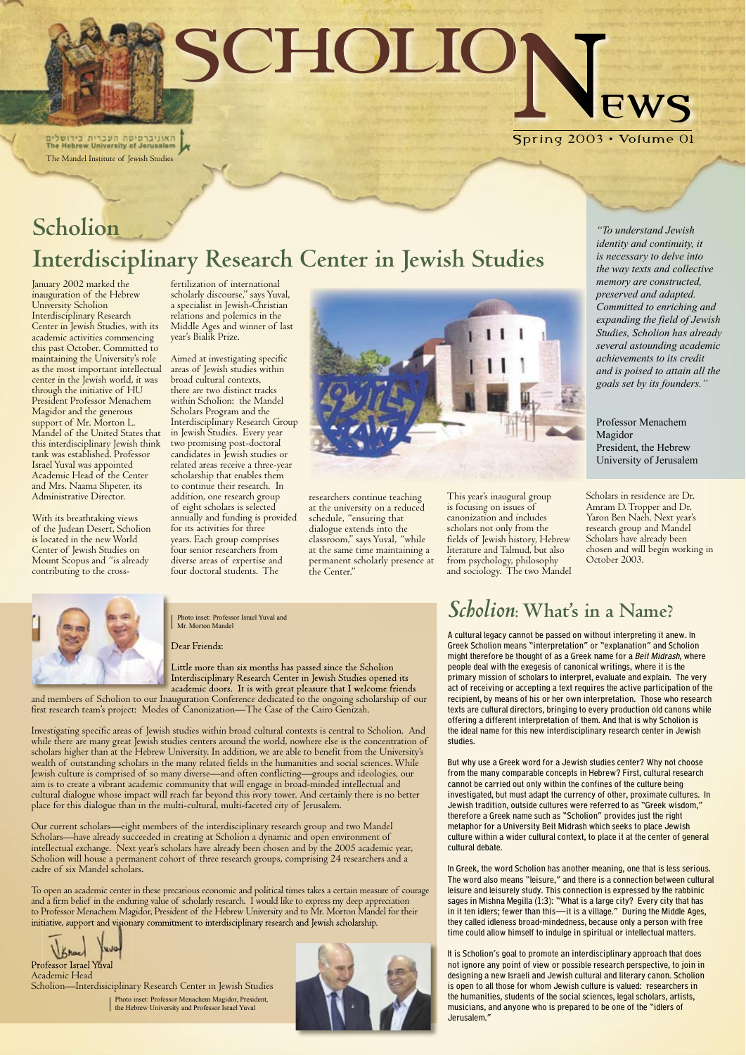# SCHOLION NEWS

האוניברסיטה העברית בירושלים
The Hebrew University of Jerusalem

The Mandel Institute of Jewish Studies

Spring 2003 • Volume 01

## Scholion Interdisciplinary Research Center in Jewish Studies

January 2002 marked the inauguration of the Hebrew University Scholion Interdisciplinary Research Center in Jewish Studies, with its academic activities commencing this past October. Committed to maintaining the University's role as the most important intellectual center in the Jewish world, it was through the initiative of HU President Professor Menachem Magidor and the generous support of Mr. Morton L. Mandel of the United States that this interdisciplinary Jewish think tank was established. Professor Israel Yuval was appointed Academic Head of the Center and Mrs. Naama Shpeter, its Administrative Director.

With its breathtaking views of the Judean Desert, Scholion is located in the new World Center of Jewish Studies on Mount Scopus and "is already contributing to the cross-fertilization of international scholarly discourse," says Yuval, a specialist in Jewish-Christian relations and polemics in the Middle Ages and winner of last year's Bialik Prize.

Aimed at investigating specific areas of Jewish studies within broad cultural contexts, there are two distinct tracks within Scholion: the Mandel Scholars Program and the Interdisciplinary Research Group in Jewish Studies. Every year two promising post-doctoral candidates in Jewish studies or related areas receive a three-year scholarship that enables them to continue their research. In addition, one research group of eight scholars is selected annually and funding is provided for its activities for three years. Each group comprises four senior researchers from diverse areas of expertise and four doctoral students. The researchers continue teaching at the university on a reduced schedule, "ensuring that dialogue extends into the classroom," says Yuval, "while at the same time maintaining a permanent scholarly presence at the Center."

This year's inaugural group is focusing on issues of canonization and includes scholars not only from the fields of Jewish history, Hebrew literature and Talmud, but also from psychology, philosophy and sociology. The two Mandel Scholars in residence are Dr. Amram D. Tropper and Dr. Yaron Ben Naeh. Next year's research group and Mandel Scholars have already been chosen and will begin working in October 2003.

*"To understand Jewish identity and continuity, it is necessary to delve into the way texts and collective memory are constructed, preserved and adapted. Committed to enriching and expanding the field of Jewish Studies, Scholion has already several astounding academic achievements to its credit and is poised to attain all the goals set by its founders."*

Professor Menachem Magidor
President, the Hebrew University of Jerusalem

Photo inset: Professor Israel Yuval and Mr. Morton Mandel

Dear Friends:

Little more than six months has passed since the Scholion Interdisciplinary Research Center in Jewish Studies opened its academic doors. It is with great pleasure that I welcome friends and members of Scholion to our Inauguration Conference dedicated to the ongoing scholarship of our first research team's project: Modes of Canonization—The Case of the Cairo Genizah.

Investigating specific areas of Jewish studies within broad cultural contexts is central to Scholion. And while there are many great Jewish studies centers around the world, nowhere else is the concentration of scholars higher than at the Hebrew University. In addition, we are able to benefit from the University's wealth of outstanding scholars in the many related fields in the humanities and social sciences. While Jewish culture is comprised of so many diverse—and often conflicting—groups and ideologies, our aim is to create a vibrant academic community that will engage in broad-minded intellectual and cultural dialogue whose impact will reach far beyond this ivory tower. And certainly there is no better place for this dialogue than in the multi-cultural, multi-faceted city of Jerusalem.

Our current scholars—eight members of the interdisciplinary research group and two Mandel Scholars—have already succeeded in creating at Scholion a dynamic and open environment of intellectual exchange. Next year's scholars have already been chosen and by the 2005 academic year, Scholion will house a permanent cohort of three research groups, comprising 24 researchers and a cadre of six Mandel scholars.

To open an academic center in these precarious economic and political times takes a certain measure of courage and a firm belief in the enduring value of scholarly research. I would like to express my deep appreciation to Professor Menachem Magidor, President of the Hebrew University and to Mr. Morton Mandel for their initiative, support and visionary commitment to interdisciplinary research and Jewish scholarship.

Professor Israel Yuval
Academic Head
Scholion—Interdisciplinary Research Center in Jewish Studies

Photo inset: Professor Menachem Magidor, President, the Hebrew University and Professor Israel Yuval

## *Scholion*: What's in a Name?

A cultural legacy cannot be passed on without interpreting it anew. In Greek Scholion means "interpretation" or "explanation" and Scholion might therefore be thought of as a Greek name for a *Beit Midrash*, where people deal with the exegesis of canonical writings, where it is the primary mission of scholars to interpret, evaluate and explain. The very act of receiving or accepting a text requires the active participation of the recipient, by means of his or her own interpretation. Those who research texts are cultural directors, bringing to every production old canons while offering a different interpretation of them. And that is why Scholion is the ideal name for this new interdisciplinary research center in Jewish studies.

But why use a Greek word for a Jewish studies center? Why not choose from the many comparable concepts in Hebrew? First, cultural research cannot be carried out only within the confines of the culture being investigated, but must adapt the currency of other, proximate cultures. In Jewish tradition, outside cultures were referred to as "Greek wisdom," therefore a Greek name such as "Scholion" provides just the right metaphor for a University Beit Midrash which seeks to place Jewish culture within a wider cultural context, to place it at the center of general cultural debate.

In Greek, the word Scholion has another meaning, one that is less serious. The word also means "leisure," and there is a connection between cultural leisure and leisurely study. This connection is expressed by the rabbinic sages in Mishna Megilla (1:3): "What is a large city? Every city that has in it ten idlers; fewer than this—it is a village." During the Middle Ages, they called idleness broad-mindedness, because only a person with free time could allow himself to indulge in spiritual or intellectual matters.

It is Scholion's goal to promote an interdisciplinary approach that does not ignore any point of view or possible research perspective, to join in designing a new Israeli and Jewish cultural and literary canon. Scholion is open to all those for whom Jewish culture is valued: researchers in the humanities, students of the social sciences, legal scholars, artists, musicians, and anyone who is prepared to be one of the "idlers of Jerusalem."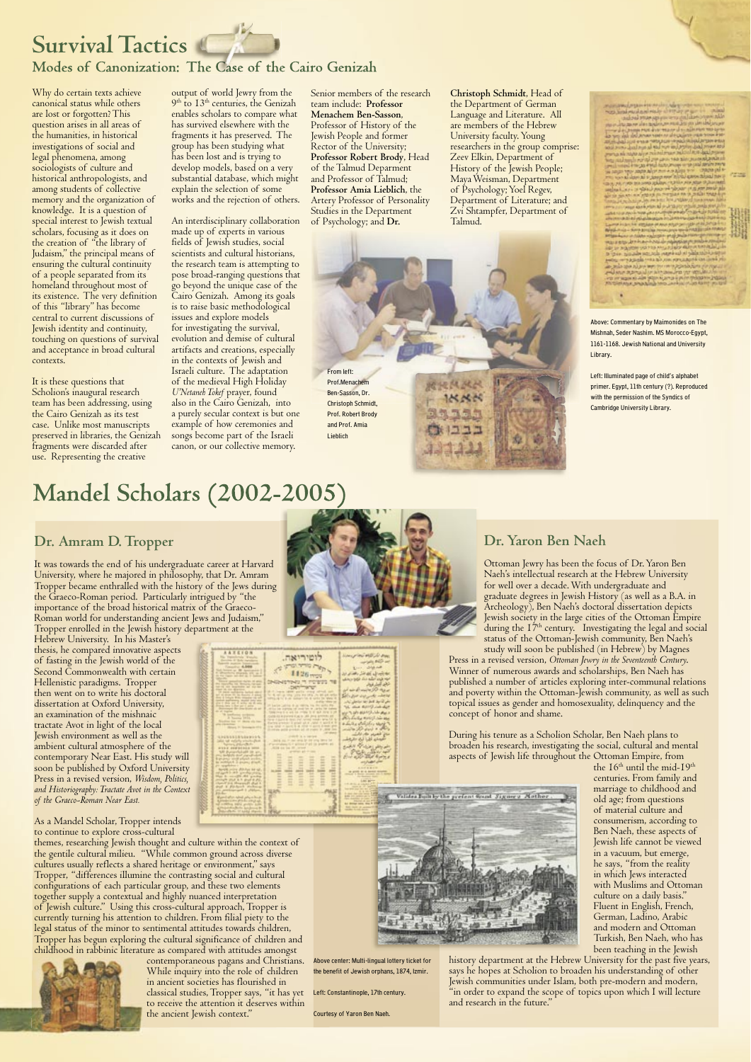# Survival Tactics

## Modes of Canonization: The Case of the Cairo Genizah

Why do certain texts achieve canonical status while others are lost or forgotten? This question arises in all areas of the humanities, in historical investigations of social and legal phenomena, among sociologists of culture and historical anthropologists, and among students of collective memory and the organization of knowledge. It is a question of special interest to Jewish textual scholars, focusing as it does on the creation of "the library of Judaism," the principal means of ensuring the cultural continuity of a people separated from its homeland throughout most of its existence. The very definition of this "library" has become central to current discussions of Jewish identity and continuity, touching on questions of survival and acceptance in broad cultural contexts.

It is these questions that Scholion's inaugural research team has been addressing, using the Cairo Genizah as its test case. Unlike most manuscripts preserved in libraries, the Genizah fragments were discarded after use. Representing the creative output of world Jewry from the 9th to 13th centuries, the Genizah enables scholars to compare what has survived elsewhere with the fragments it has preserved. The group has been studying what has been lost and is trying to develop models, based on a very substantial database, which might explain the selection of some works and the rejection of others.

An interdisciplinary collaboration made up of experts in various fields of Jewish studies, social scientists and cultural historians, the research team is attempting to pose broad-ranging questions that go beyond the unique case of the Cairo Genizah. Among its goals is to raise basic methodological issues and explore models for investigating the survival, evolution and demise of cultural artifacts and creations, especially in the contexts of Jewish and Israeli culture. The adaptation of the medieval High Holiday *U'Netaneh Tokef* prayer, found also in the Cairo Genizah, into a purely secular context is but one example of how ceremonies and songs become part of the Israeli canon, or our collective memory.

Senior members of the research team include: **Professor Menachem Ben-Sasson**, Professor of History of the Jewish People and former Rector of the University; **Professor Robert Brody**, Head of the Talmud Deparment and Professor of Talmud; **Professor Amia Lieblich**, the Artery Professor of Personality Studies in the Department of Psychology; and **Dr. Christoph Schmidt**, Head of the Department of German Language and Literature. All are members of the Hebrew University faculty. Young researchers in the group comprise: Zeev Elkin, Department of History of the Jewish People; Maya Weisman, Department of Psychology; Yoel Regev, Department of Literature; and Zvi Shtampfer, Department of Talmud.

From left: Prof.Menachem Ben-Sasson, Dr. Christoph Schmidt, Prof. Robert Brody and Prof. Amia Lieblich

Above: Commentary by Maimonides on The Mishnah, Seder Nashim. MS Morocco-Egypt, 1161-1168. Jewish National and University Library.

Left: Illuminated page of child's alphabet primer. Egypt, 11th century (?). Reproduced with the permission of the Syndics of Cambridge University Library.

# Mandel Scholars (2002-2005)

## Dr. Amram D. Tropper

It was towards the end of his undergraduate career at Harvard University, where he majored in philosophy, that Dr. Amram Tropper became enthralled with the history of the Jews during the Graeco-Roman period. Particularly intrigued by "the importance of the broad historical matrix of the Graeco-Roman world for understanding ancient Jews and Judaism," Tropper enrolled in the Jewish history department at the Hebrew University. In his Master's thesis, he compared innovative aspects of fasting in the Jewish world of the Second Commonwealth with certain Hellenistic paradigms. Tropper then went on to write his doctoral dissertation at Oxford University, an examination of the mishnaic tractate Avot in light of the local Jewish environment as well as the ambient cultural atmosphere of the contemporary Near East. His study will soon be published by Oxford University Press in a revised version, *Wisdom, Politics, and Historiography: Tractate Avot in the Context of the Graeco-Roman Near East.*

As a Mandel Scholar, Tropper intends to continue to explore cross-cultural themes, researching Jewish thought and culture within the context of the gentile cultural milieu. "While common ground across diverse cultures usually reflects a shared heritage or environment," says Tropper, "differences illumine the contrasting social and cultural configurations of each particular group, and these two elements together supply a contextual and highly nuanced interpretation of Jewish culture." Using this cross-cultural approach, Tropper is currently turning his attention to children. From filial piety to the legal status of the minor to sentimental attitudes towards children, Tropper has begun exploring the cultural significance of children and childhood in rabbinic literature as compared with attitudes amongst contemporaneous pagans and Christians. While inquiry into the role of children in ancient societies has flourished in classical studies, Tropper says, "it has yet to receive the attention it deserves within the ancient Jewish context."

Above center: Multi-lingual lottery ticket for the benefit of Jewish orphans, 1874, Izmir.

Left: Constantinople, 17th century.

Courtesy of Yaron Ben Naeh.

## Dr. Yaron Ben Naeh

Ottoman Jewry has been the focus of Dr. Yaron Ben Naeh's intellectual research at the Hebrew University for well over a decade. With undergraduate and graduate degrees in Jewish History (as well as a B.A. in Archeology), Ben Naeh's doctoral dissertation depicts Jewish society in the large cities of the Ottoman Empire during the 17th century. Investigating the legal and social status of the Ottoman-Jewish community, Ben Naeh's study will soon be published (in Hebrew) by Magnes Press in a revised version, *Ottoman Jewry in the Seventeenth Century*. Winner of numerous awards and scholarships, Ben Naeh has published a number of articles exploring inter-communal relations and poverty within the Ottoman-Jewish community, as well as such topical issues as gender and homosexuality, delinquency and the concept of honor and shame.

During his tenure as a Scholion Scholar, Ben Naeh plans to broaden his research, investigating the social, cultural and mental aspects of Jewish life throughout the Ottoman Empire, from the 16th until the mid-19th centuries. From family and marriage to childhood and old age; from questions of material culture and consumerism, according to Ben Naeh, these aspects of Jewish life cannot be viewed in a vacuum, but emerge, he says, "from the reality in which Jews interacted with Muslims and Ottoman culture on a daily basis." Fluent in English, French, German, Ladino, Arabic and modern and Ottoman Turkish, Ben Naeh, who has been teaching in the Jewish history department at the Hebrew University for the past five years, says he hopes at Scholion to broaden his understanding of other Jewish communities under Islam, both pre-modern and modern, "in order to expand the scope of topics upon which I will lecture and research in the future."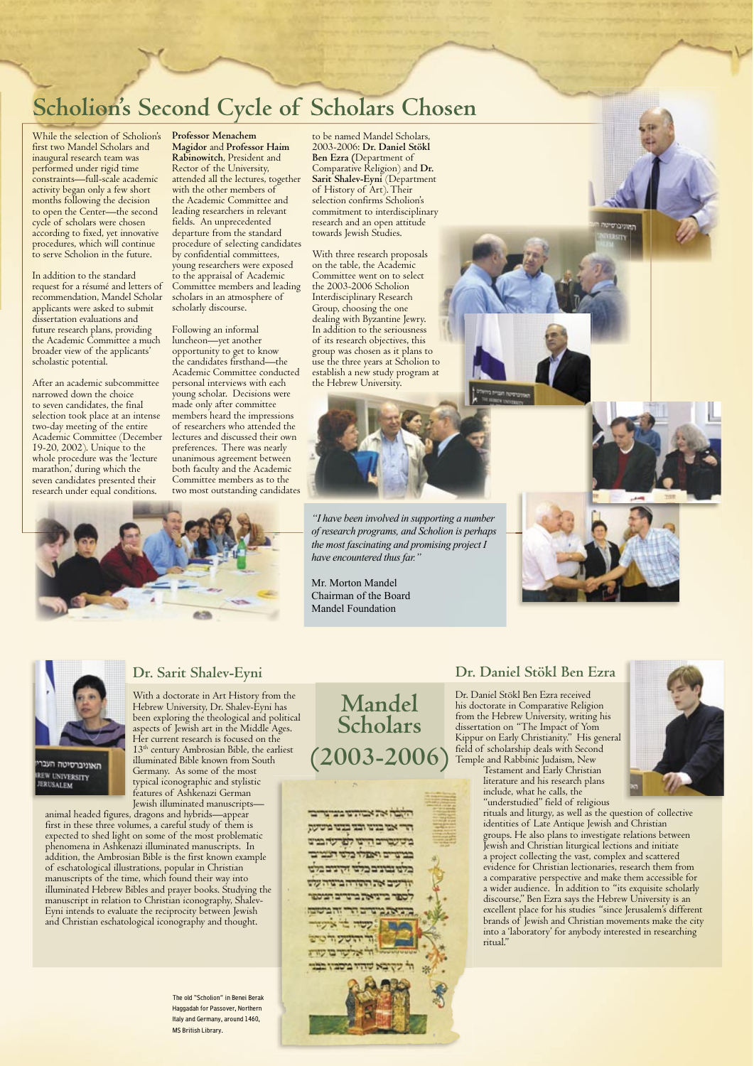# Scholion's Second Cycle of Scholars Chosen

While the selection of Scholion's first two Mandel Scholars and inaugural research team was performed under rigid time constraints—full-scale academic activity began only a few short months following the decision to open the Center—the second cycle of scholars were chosen according to fixed, yet innovative procedures, which will continue to serve Scholion in the future.

In addition to the standard request for a résumé and letters of recommendation, Mandel Scholar applicants were asked to submit dissertation evaluations and future research plans, providing the Academic Committee a much broader view of the applicants' scholastic potential.

After an academic subcommittee narrowed down the choice to seven candidates, the final selection took place at an intense two-day meeting of the entire Academic Committee (December 19-20, 2002). Unique to the whole procedure was the 'lecture marathon,' during which the seven candidates presented their research under equal conditions. **Professor Menachem Magidor** and **Professor Haim Rabinowitch**, President and Rector of the University, attended all the lectures, together with the other members of the Academic Committee and leading researchers in relevant fields. An unprecedented departure from the standard procedure of selecting candidates by confidential committees, young researchers were exposed to the appraisal of Academic Committee members and leading scholars in an atmosphere of scholarly discourse.

Following an informal luncheon—yet another opportunity to get to know the candidates firsthand—the Academic Committee conducted personal interviews with each young scholar. Decisions were made only after committee members heard the impressions of researchers who attended the lectures and discussed their own preferences. There was nearly unanimous agreement between both faculty and the Academic Committee members as to the two most outstanding candidates to be named Mandel Scholars, 2003-2006: **Dr. Daniel Stökl Ben Ezra** (Department of Comparative Religion) and **Dr. Sarit Shalev-Eyni** (Department of History of Art). Their selection confirms Scholion's commitment to interdisciplinary research and an open attitude towards Jewish Studies.

With three research proposals on the table, the Academic Committee went on to select the 2003-2006 Scholion Interdisciplinary Research Group, choosing the one dealing with Byzantine Jewry. In addition to the seriousness of its research objectives, this group was chosen as it plans to use the three years at Scholion to establish a new study program at the Hebrew University.

*"I have been involved in supporting a number of research programs, and Scholion is perhaps the most fascinating and promising project I have encountered thus far."*

Mr. Morton Mandel
Chairman of the Board
Mandel Foundation

# Mandel Scholars (2003-2006)

## Dr. Sarit Shalev-Eyni

With a doctorate in Art History from the Hebrew University, Dr. Shalev-Eyni has been exploring the theological and political aspects of Jewish art in the Middle Ages. Her current research is focused on the 13th century Ambrosian Bible, the earliest illuminated Bible known from South Germany. As some of the most typical iconographic and stylistic features of Ashkenazi German Jewish illuminated manuscripts—animal headed figures, dragons and hybrids—appear first in these three volumes, a careful study of them is expected to shed light on some of the most problematic phenomena in Ashkenazi illuminated manuscripts. In addition, the Ambrosian Bible is the first known example of eschatological illustrations, popular in Christian manuscripts of the time, which found their way into illuminated Hebrew Bibles and prayer books. Studying the manuscript in relation to Christian iconography, Shalev-Eyni intends to evaluate the reciprocity between Jewish and Christian eschatological iconography and thought.

## Dr. Daniel Stökl Ben Ezra

Dr. Daniel Stökl Ben Ezra received his doctorate in Comparative Religion from the Hebrew University, writing his dissertation on "The Impact of Yom Kippur on Early Christianity." His general field of scholarship deals with Second Temple and Rabbinic Judaism, New Testament and Early Christian literature and his research plans include, what he calls, the "understudied" field of religious rituals and liturgy, as well as the question of collective identities of Late Antique Jewish and Christian groups. He also plans to investigate relations between Jewish and Christian liturgical lections and initiate a project collecting the vast, complex and scattered evidence for Christian lectionaries, research them from a comparative perspective and make them accessible for a wider audience. In addition to "its exquisite scholarly discourse," Ben Ezra says the Hebrew University is an excellent place for his studies "since Jerusalem's different brands of Jewish and Christian movements make the city into a 'laboratory' for anybody interested in researching ritual."

The old "Scholion" in Benei Berak Haggadah for Passover, Northern Italy and Germany, around 1460, MS British Library.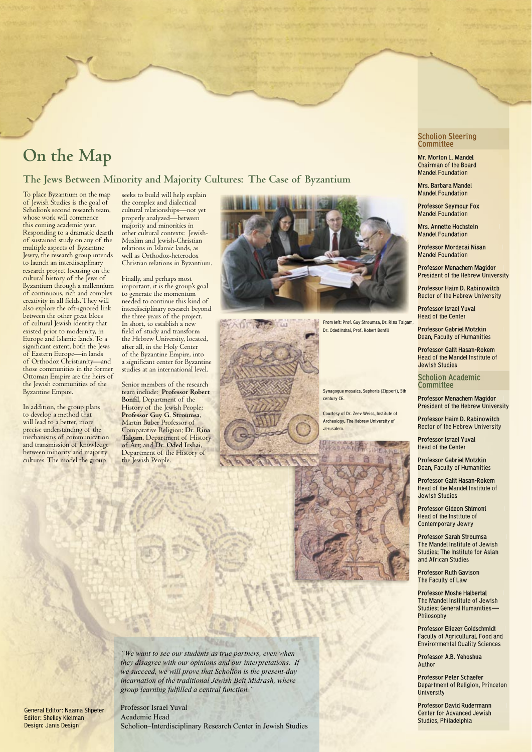# On the Map

## The Jews Between Minority and Majority Cultures: The Case of Byzantium

To place Byzantium on the map of Jewish Studies is the goal of Scholion's second research team, whose work will commence this coming academic year. Responding to a dramatic dearth of sustained study on any of the multiple aspects of Byzantine Jewry, the research group intends to launch an interdisciplinary research project focusing on the cultural history of the Jews of Byzantium through a millennium of continuous, rich and complex creativity in all fields. They will also explore the oft-ignored link between the other great blocs of cultural Jewish identity that existed prior to modernity, in Europe and Islamic lands. To a significant extent, both the Jews of Eastern Europe—in lands of Orthodox Christianity—and those communities in the former Ottoman Empire are the heirs of the Jewish communities of the Byzantine Empire.

In addition, the group plans to develop a method that will lead to a better, more precise understanding of the mechanisms of communication and transmission of knowledge between minority and majority cultures. The model the group seeks to build will help explain the complex and dialectical cultural relationships—not yet properly analyzed—between majority and minorities in other cultural contexts: Jewish-Muslim and Jewish-Christian relations in Islamic lands, as well as Orthodox-heterodox Christian relations in Byzantium.

Finally, and perhaps most important, it is the group's goal to generate the momentum needed to continue this kind of interdisciplinary research beyond the three years of the project. In short, to establish a new field of study and transform the Hebrew University, located, after all, in the Holy Center of the Byzantine Empire, into a significant center for Byzantine studies at an international level.

Senior members of the research team include: **Professor Robert Bonfil**, Department of the History of the Jewish People; **Professor Guy G. Stroumsa**, Martin Buber Professor of Comparative Religion; **Dr. Rina Talgam**, Department of History of Art; and **Dr. Oded Irshai**, Department of the History of the Jewish People.

From left: Prof. Guy Stroumsa, Dr. Rina Talgam, Dr. Oded Irshai, Prof. Robert Bonfil

Synagogue mosaics, Sephoris (Zippori), 5th century CE.

Courtesy of Dr. Zeev Weiss, Institute of Archeology, The Hebrew University of Jerusalem.

*"We want to see our students as true partners, even when they disagree with our opinions and our interpretations. If we succeed, we will prove that Scholion is the present-day incarnation of the traditional Jewish Beit Midrash, where group learning fulfilled a central function."*

Professor Israel Yuval
Academic Head
Scholion–Interdisciplinary Research Center in Jewish Studies

General Editor: Naama Shpeter
Editor: Shelley Kleiman
Design: Janis Design

### Scholion Steering Committee

**Mr. Morton L. Mandel**
Chairman of the Board
Mandel Foundation

**Mrs. Barbara Mandel**
Mandel Foundation

**Professor Seymour Fox**
Mandel Foundation

**Mrs. Annette Hochstein**
Mandel Foundation

**Professor Mordecai Nisan**
Mandel Foundation

**Professor Menachem Magidor**
President of the Hebrew University

**Professor Haim D. Rabinowitch**
Rector of the Hebrew University

**Professor Israel Yuval**
Head of the Center

**Professor Gabriel Motzkin**
Dean, Faculty of Humanities

**Professor Galit Hasan-Rokem**
Head of the Mandel Institute of Jewish Studies

### Scholion Academic Committee

**Professor Menachem Magidor**
President of the Hebrew University

**Professor Haim D. Rabinowitch**
Rector of the Hebrew University

**Professor Israel Yuval**
Head of the Center

**Professor Gabriel Motzkin**
Dean, Faculty of Humanities

**Professor Galit Hasan-Rokem**
Head of the Mandel Institute of Jewish Studies

**Professor Gideon Shimoni**
Head of the Institute of Contemporary Jewry

**Professor Sarah Stroumsa**
The Mandel Institute of Jewish Studies; The Institute for Asian and African Studies

**Professor Ruth Gavison**
The Faculty of Law

**Professor Moshe Halbertal**
The Mandel Institute of Jewish Studies; General Humanities—Philosophy

**Professor Eliezer Goldschmidt**
Faculty of Agricultural, Food and Environmental Quality Sciences

**Professor A.B. Yehoshua**
Author

**Professor Peter Schaefer**
Department of Religion, Princeton University

**Professor David Rudermann**
Center for Advanced Jewish Studies, Philadelphia